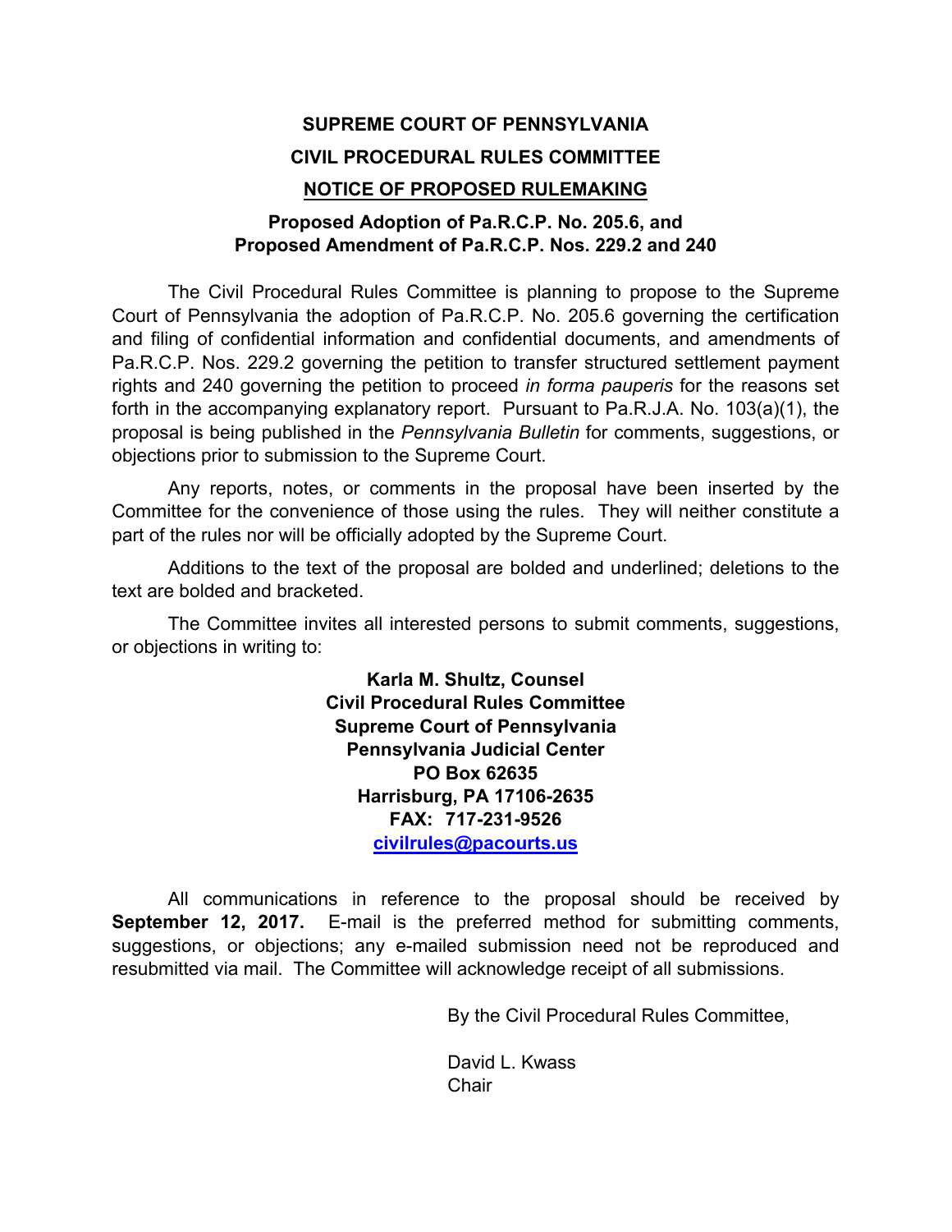# SUPREME COURT OF PENNSYLVANIA

## CIVIL PROCEDURAL RULES COMMITTEE

## NOTICE OF PROPOSED RULEMAKING

### Proposed Adoption of Pa.R.C.P. No. 205.6, and Proposed Amendment of Pa.R.C.P. Nos. 229.2 and 240

The Civil Procedural Rules Committee is planning to propose to the Supreme Court of Pennsylvania the adoption of Pa.R.C.P. No. 205.6 governing the certification and filing of confidential information and confidential documents, and amendments of Pa.R.C.P. Nos. 229.2 governing the petition to transfer structured settlement payment rights and 240 governing the petition to proceed *in forma pauperis* for the reasons set forth in the accompanying explanatory report. Pursuant to Pa.R.J.A. No. 103(a)(1), the proposal is being published in the *Pennsylvania Bulletin* for comments, suggestions, or objections prior to submission to the Supreme Court.

Any reports, notes, or comments in the proposal have been inserted by the Committee for the convenience of those using the rules. They will neither constitute a part of the rules nor will be officially adopted by the Supreme Court.

Additions to the text of the proposal are bolded and underlined; deletions to the text are bolded and bracketed.

The Committee invites all interested persons to submit comments, suggestions, or objections in writing to:

**Karla M. Shultz, Counsel**
**Civil Procedural Rules Committee**
**Supreme Court of Pennsylvania**
**Pennsylvania Judicial Center**
**PO Box 62635**
**Harrisburg, PA 17106-2635**
**FAX: 717-231-9526**
**civilrules@pacourts.us**

All communications in reference to the proposal should be received by **September 12, 2017.** E-mail is the preferred method for submitting comments, suggestions, or objections; any e-mailed submission need not be reproduced and resubmitted via mail. The Committee will acknowledge receipt of all submissions.

By the Civil Procedural Rules Committee,

David L. Kwass
Chair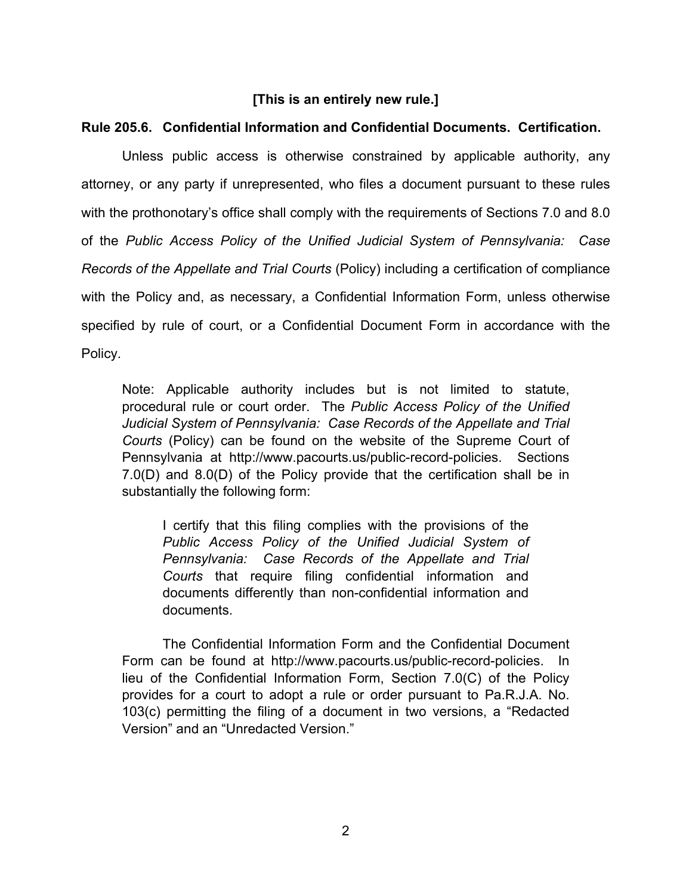**[This is an entirely new rule.]**

**Rule 205.6. Confidential Information and Confidential Documents. Certification.**

Unless public access is otherwise constrained by applicable authority, any attorney, or any party if unrepresented, who files a document pursuant to these rules with the prothonotary's office shall comply with the requirements of Sections 7.0 and 8.0 of the *Public Access Policy of the Unified Judicial System of Pennsylvania: Case Records of the Appellate and Trial Courts* (Policy) including a certification of compliance with the Policy and, as necessary, a Confidential Information Form, unless otherwise specified by rule of court, or a Confidential Document Form in accordance with the Policy.

> Note: Applicable authority includes but is not limited to statute, procedural rule or court order. The *Public Access Policy of the Unified Judicial System of Pennsylvania: Case Records of the Appellate and Trial Courts* (Policy) can be found on the website of the Supreme Court of Pennsylvania at http://www.pacourts.us/public-record-policies. Sections 7.0(D) and 8.0(D) of the Policy provide that the certification shall be in substantially the following form:
>
> > I certify that this filing complies with the provisions of the *Public Access Policy of the Unified Judicial System of Pennsylvania: Case Records of the Appellate and Trial Courts* that require filing confidential information and documents differently than non-confidential information and documents.
>
> The Confidential Information Form and the Confidential Document Form can be found at http://www.pacourts.us/public-record-policies. In lieu of the Confidential Information Form, Section 7.0(C) of the Policy provides for a court to adopt a rule or order pursuant to Pa.R.J.A. No. 103(c) permitting the filing of a document in two versions, a "Redacted Version" and an "Unredacted Version."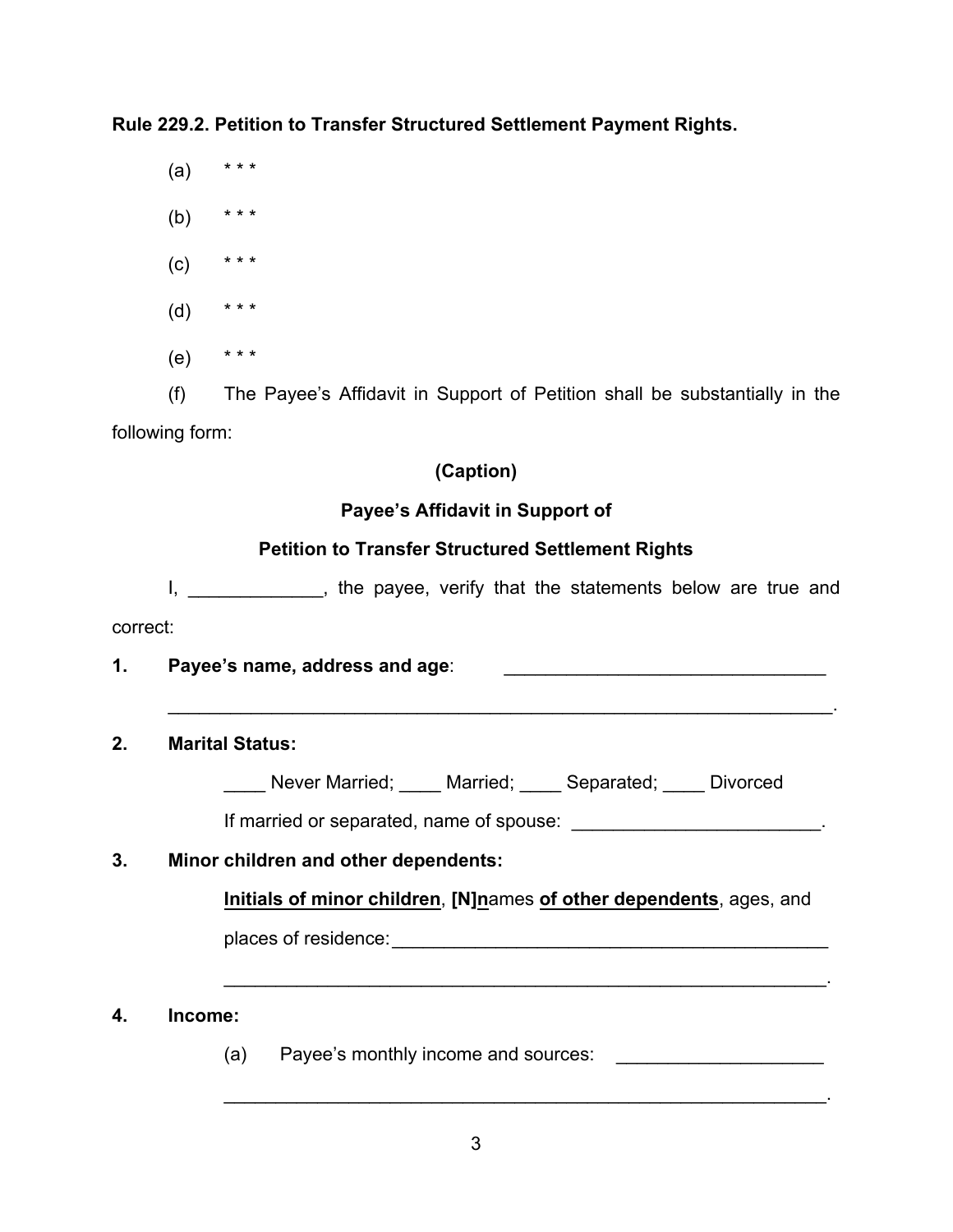**Rule 229.2. Petition to Transfer Structured Settlement Payment Rights.**

(a) * * *

(b) * * *

(c) * * *

(d) * * *

(e) * * *

(f) The Payee's Affidavit in Support of Petition shall be substantially in the following form:

**(Caption)**

**Payee's Affidavit in Support of**

**Petition to Transfer Structured Settlement Rights**

I, _____________, the payee, verify that the statements below are true and correct:

**1. Payee's name, address and age**: _______________________________

_______________________________________________________________.

**2. Marital Status:**

____ Never Married; ____ Married; ____ Separated; ____ Divorced

If married or separated, name of spouse: ________________________.

**3. Minor children and other dependents:**

<u>**Initials of minor children**</u>, **[N]**<u>**n**</u>ames <u>**of other dependents**</u>, ages, and places of residence:___________________________________________

__________________________________________________________.

**4. Income:**

(a) Payee's monthly income and sources: ____________________

__________________________________________________________.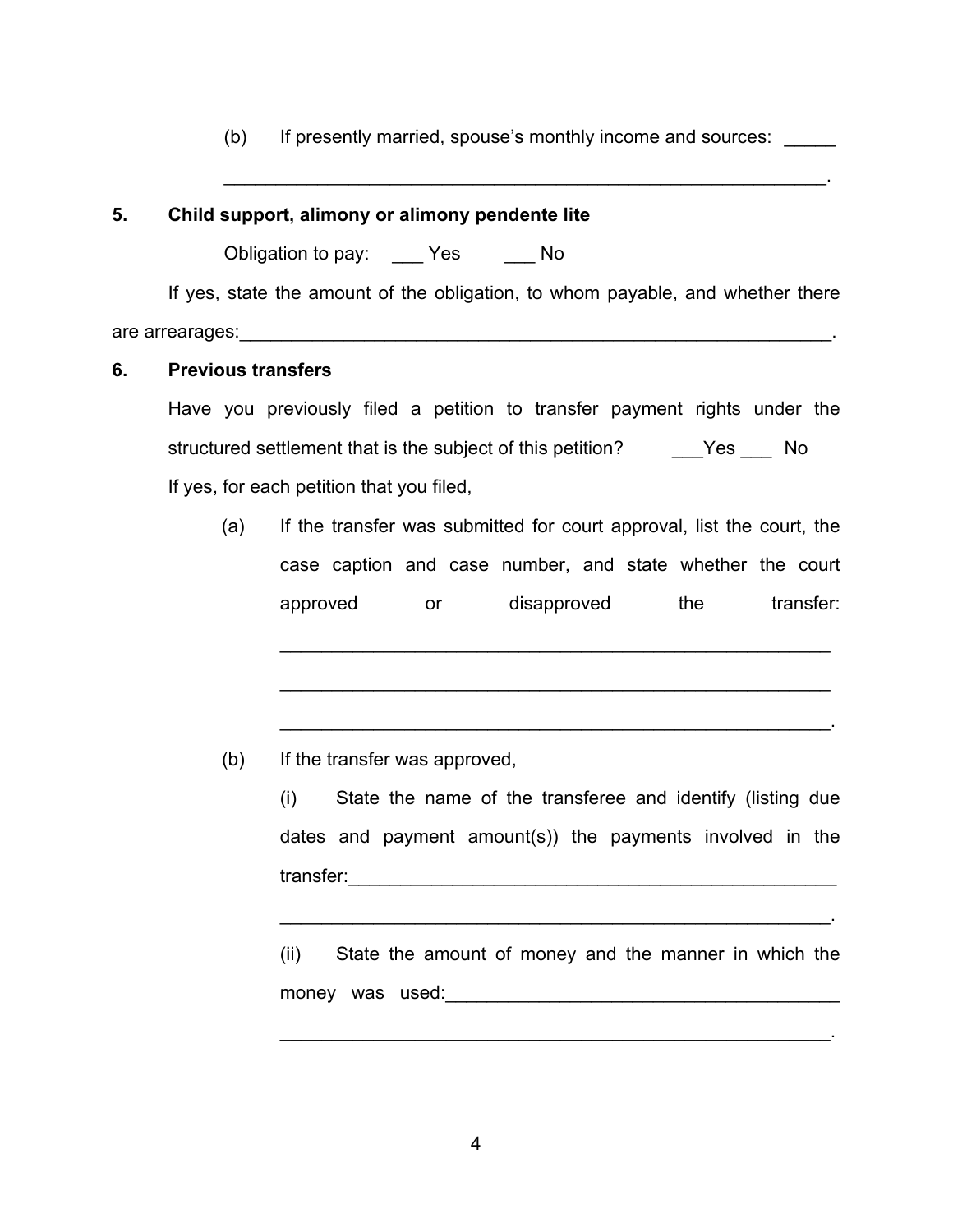(b) If presently married, spouse's monthly income and sources: _____

_____________________________________________________________.

**5. Child support, alimony or alimony pendente lite**

Obligation to pay: ___ Yes ___ No

If yes, state the amount of the obligation, to whom payable, and whether there are arrearages:_____________________________________________________________.

**6. Previous transfers**

Have you previously filed a petition to transfer payment rights under the structured settlement that is the subject of this petition? ___Yes ___ No

If yes, for each petition that you filed,

(a) If the transfer was submitted for court approval, list the court, the case caption and case number, and state whether the court approved or disapproved the transfer:

_______________________________________________________

_______________________________________________________

_______________________________________________________.

(b) If the transfer was approved,

(i) State the name of the transferee and identify (listing due dates and payment amount(s)) the payments involved in the transfer:_________________________________________________

_______________________________________________________.

(ii) State the amount of money and the manner in which the money was used:_______________________________________

_______________________________________________________.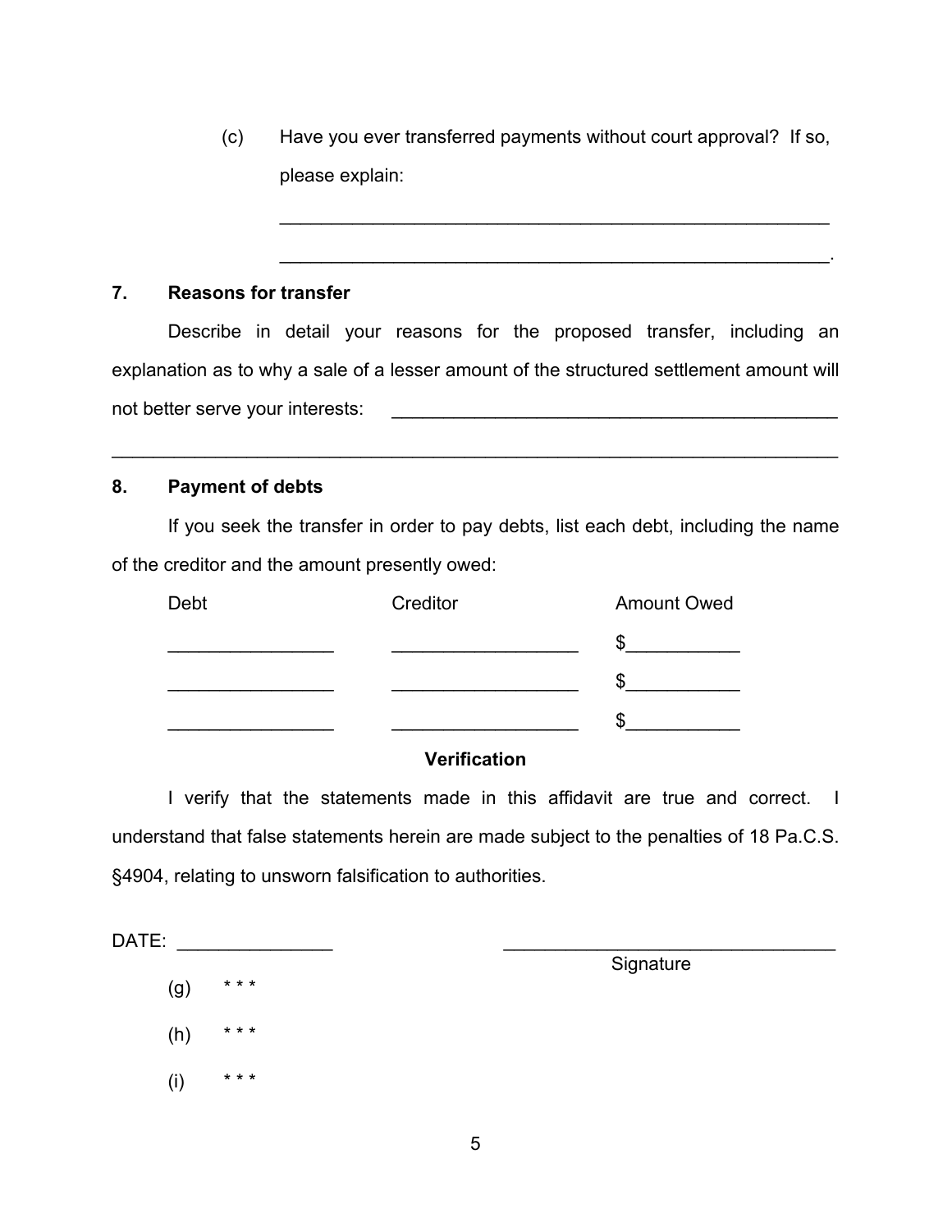(c) Have you ever transferred payments without court approval? If so, please explain:

_______________________________________________________

_______________________________________________________.

**7. Reasons for transfer**

Describe in detail your reasons for the proposed transfer, including an explanation as to why a sale of a lesser amount of the structured settlement amount will not better serve your interests: _____________________________________________

_______________________________________________________________________

**8. Payment of debts**

If you seek the transfer in order to pay debts, list each debt, including the name of the creditor and the amount presently owed:

| Debt | Creditor | Amount Owed |
| --- | --- | --- |
| ________________ | __________________ | $___________ |
| ________________ | __________________ | $___________ |
| ________________ | __________________ | $___________ |

**Verification**

I verify that the statements made in this affidavit are true and correct. I understand that false statements herein are made subject to the penalties of 18 Pa.C.S. §4904, relating to unsworn falsification to authorities.

DATE: _______________ __________________________________
Signature

(g) * * *

(h) * * *

(i) * * *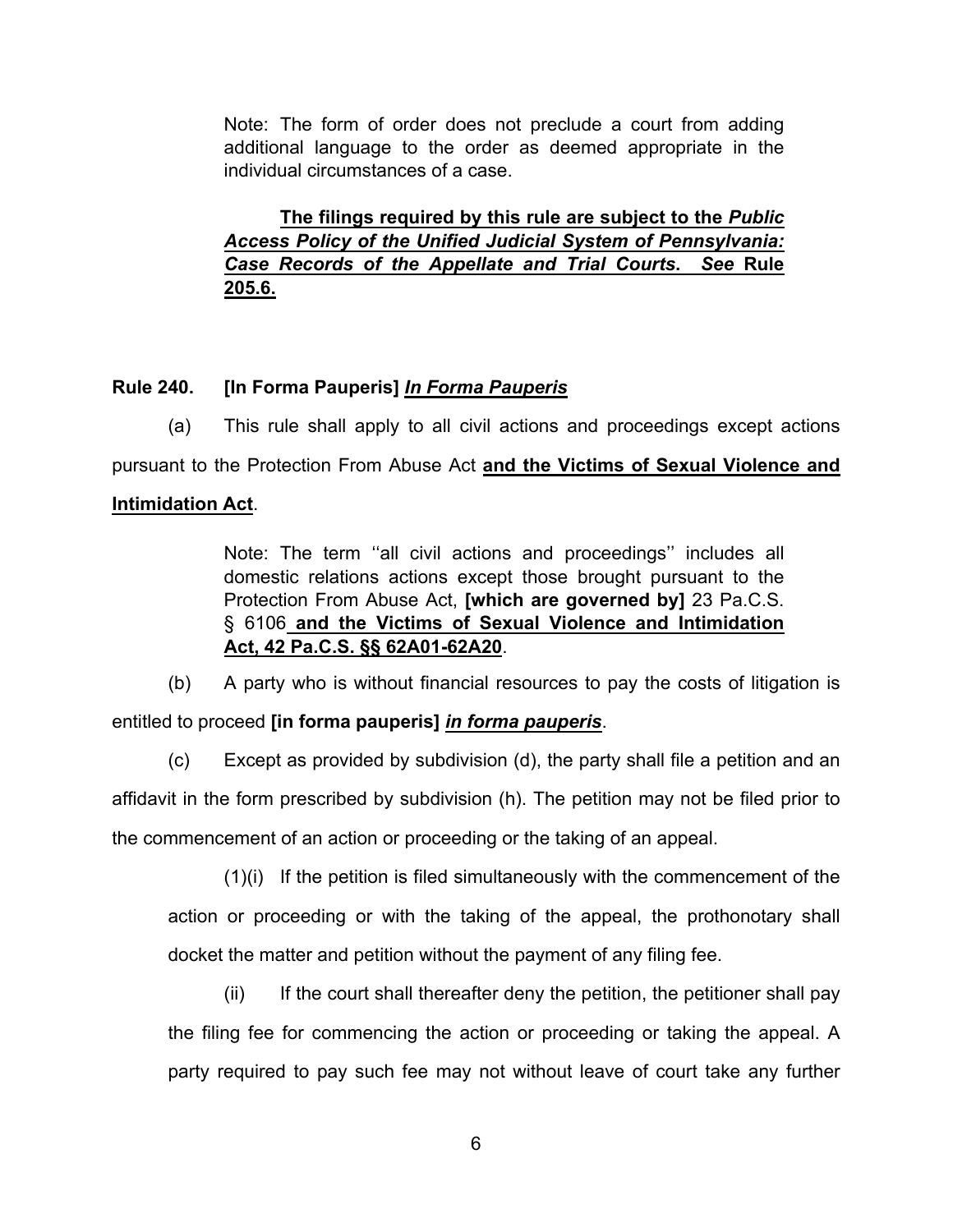Note: The form of order does not preclude a court from adding additional language to the order as deemed appropriate in the individual circumstances of a case.

<u>**The filings required by this rule are subject to the *Public Access Policy of the Unified Judicial System of Pennsylvania: Case Records of the Appellate and Trial Courts*. *See* Rule 205.6.**</u>

**Rule 240. [In Forma Pauperis]** <u>***In Forma Pauperis***</u>

(a) This rule shall apply to all civil actions and proceedings except actions pursuant to the Protection From Abuse Act <u>**and the Victims of Sexual Violence and Intimidation Act**</u>.

Note: The term ''all civil actions and proceedings'' includes all domestic relations actions except those brought pursuant to the Protection From Abuse Act, **[which are governed by]** 23 Pa.C.S. § 6106<u>**and the Victims of Sexual Violence and Intimidation Act, 42 Pa.C.S. §§ 62A01-62A20**</u>.

(b) A party who is without financial resources to pay the costs of litigation is entitled to proceed **[in forma pauperis]** <u>***in forma pauperis***</u>.

(c) Except as provided by subdivision (d), the party shall file a petition and an affidavit in the form prescribed by subdivision (h). The petition may not be filed prior to the commencement of an action or proceeding or the taking of an appeal.

(1)(i) If the petition is filed simultaneously with the commencement of the action or proceeding or with the taking of the appeal, the prothonotary shall docket the matter and petition without the payment of any filing fee.

(ii) If the court shall thereafter deny the petition, the petitioner shall pay the filing fee for commencing the action or proceeding or taking the appeal. A party required to pay such fee may not without leave of court take any further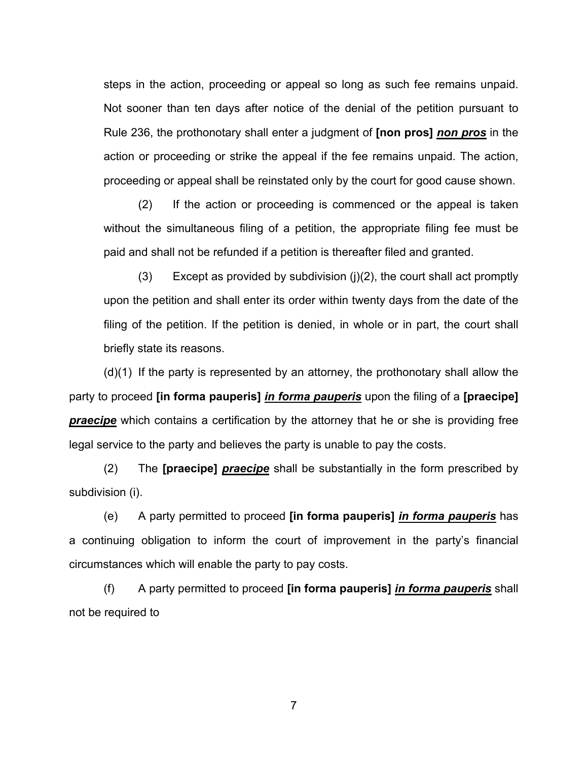steps in the action, proceeding or appeal so long as such fee remains unpaid. Not sooner than ten days after notice of the denial of the petition pursuant to Rule 236, the prothonotary shall enter a judgment of **[non pros]** ***non pros*** in the action or proceeding or strike the appeal if the fee remains unpaid. The action, proceeding or appeal shall be reinstated only by the court for good cause shown.

(2) If the action or proceeding is commenced or the appeal is taken without the simultaneous filing of a petition, the appropriate filing fee must be paid and shall not be refunded if a petition is thereafter filed and granted.

(3) Except as provided by subdivision (j)(2), the court shall act promptly upon the petition and shall enter its order within twenty days from the date of the filing of the petition. If the petition is denied, in whole or in part, the court shall briefly state its reasons.

(d)(1) If the party is represented by an attorney, the prothonotary shall allow the party to proceed **[in forma pauperis]** ***in forma pauperis*** upon the filing of a **[praecipe]** ***praecipe*** which contains a certification by the attorney that he or she is providing free legal service to the party and believes the party is unable to pay the costs.

(2) The **[praecipe]** ***praecipe*** shall be substantially in the form prescribed by subdivision (i).

(e) A party permitted to proceed **[in forma pauperis]** ***in forma pauperis*** has a continuing obligation to inform the court of improvement in the party's financial circumstances which will enable the party to pay costs.

(f) A party permitted to proceed **[in forma pauperis]** ***in forma pauperis*** shall not be required to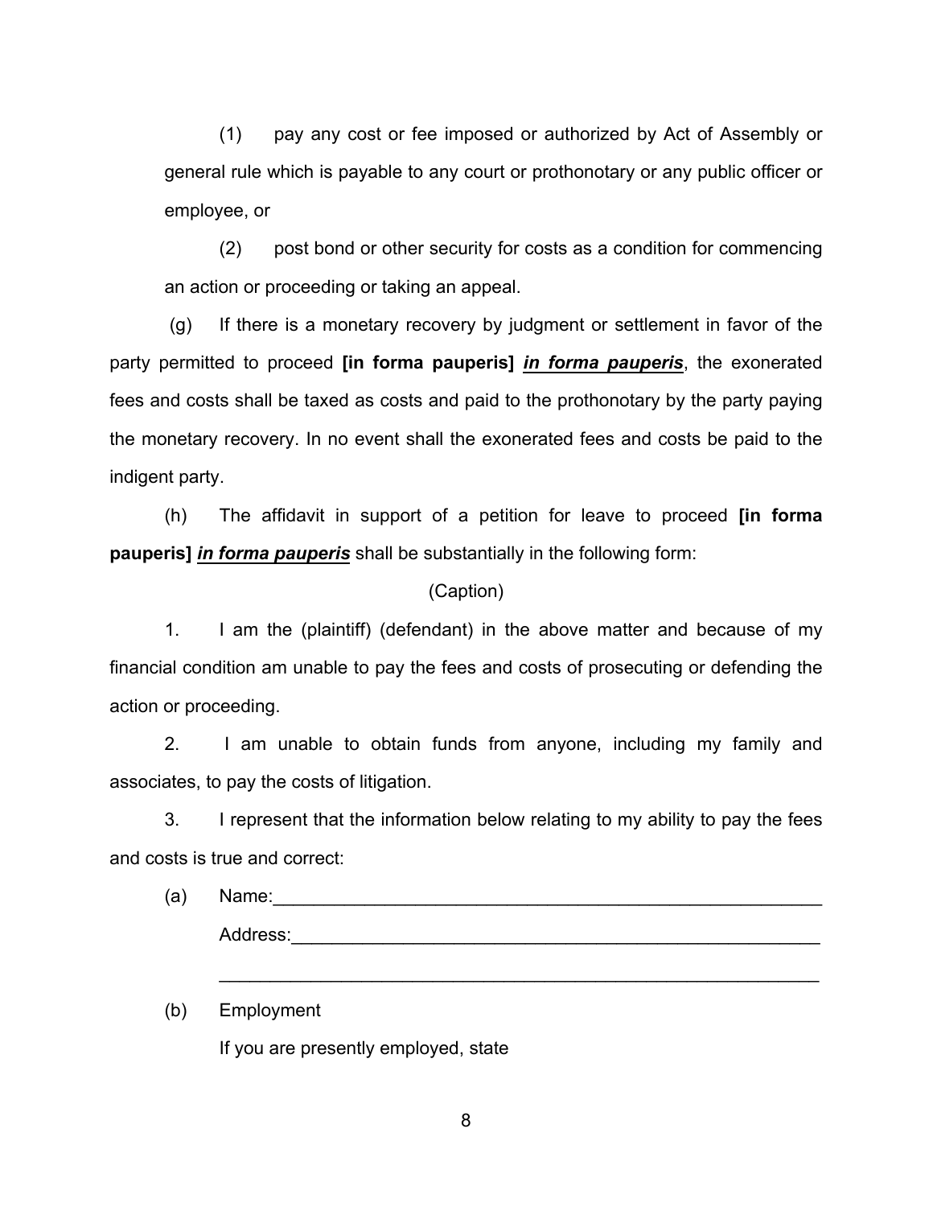(1) pay any cost or fee imposed or authorized by Act of Assembly or general rule which is payable to any court or prothonotary or any public officer or employee, or

(2) post bond or other security for costs as a condition for commencing an action or proceeding or taking an appeal.

(g) If there is a monetary recovery by judgment or settlement in favor of the party permitted to proceed **[in forma pauperis]** ***in forma pauperis***, the exonerated fees and costs shall be taxed as costs and paid to the prothonotary by the party paying the monetary recovery. In no event shall the exonerated fees and costs be paid to the indigent party.

(h) The affidavit in support of a petition for leave to proceed **[in forma pauperis]** ***in forma pauperis*** shall be substantially in the following form:

(Caption)

1. I am the (plaintiff) (defendant) in the above matter and because of my financial condition am unable to pay the fees and costs of prosecuting or defending the action or proceeding.

2. I am unable to obtain funds from anyone, including my family and associates, to pay the costs of litigation.

3. I represent that the information below relating to my ability to pay the fees and costs is true and correct:

(a) Name:_______________________________________________________

Address:_____________________________________________________

_____________________________________________________________

(b) Employment

If you are presently employed, state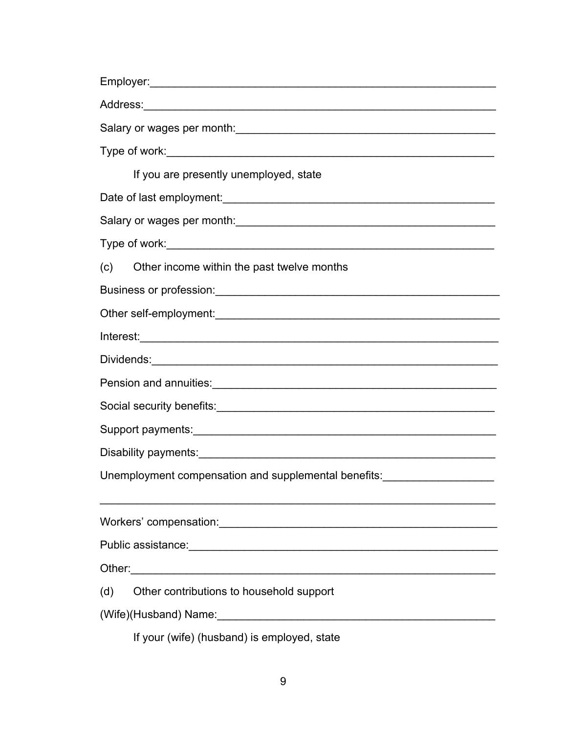Employer:______________________________________________________

Address:_______________________________________________________

Salary or wages per month:______________________________________

Type of work:___________________________________________________

If you are presently unemployed, state

Date of last employment:_________________________________________

Salary or wages per month:______________________________________

Type of work:___________________________________________________

(c) Other income within the past twelve months

Business or profession:___________________________________________

Other self-employment:___________________________________________

Interest:_______________________________________________________

Dividends:_____________________________________________________

Pension and annuities:___________________________________________

Social security benefits:__________________________________________

Support payments:_______________________________________________

Disability payments:_____________________________________________

Unemployment compensation and supplemental benefits:_________________

_______________________________________________________________

Workers' compensation:__________________________________________

Public assistance:_______________________________________________

Other:_________________________________________________________

(d) Other contributions to household support

(Wife)(Husband) Name:___________________________________________

If your (wife) (husband) is employed, state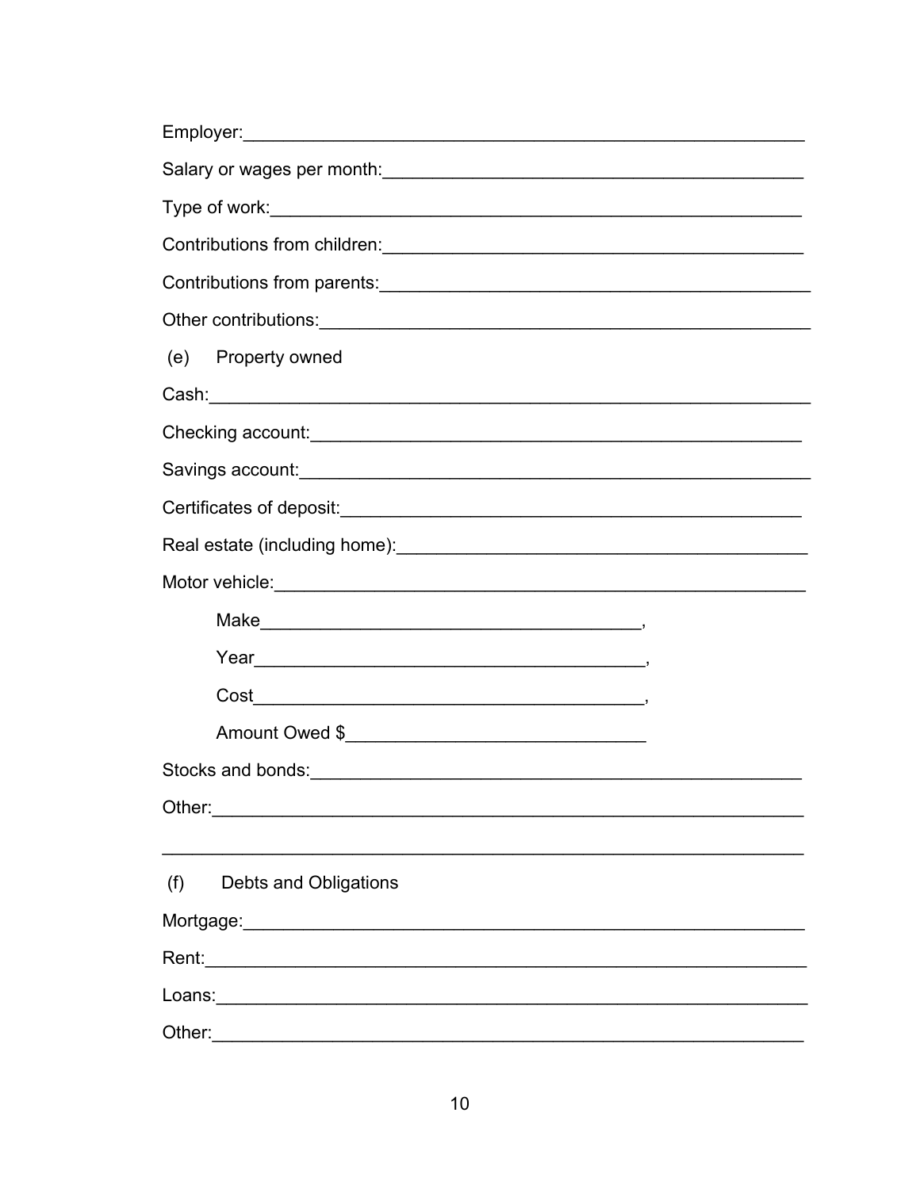Employer:\_\_\_\_\_\_\_\_\_\_\_\_\_\_\_\_\_\_\_\_\_\_\_\_\_\_\_\_\_\_\_\_\_\_\_\_\_\_\_\_\_\_\_\_\_\_\_\_\_\_\_\_

Salary or wages per month:\_\_\_\_\_\_\_\_\_\_\_\_\_\_\_\_\_\_\_\_\_\_\_\_\_\_\_\_\_\_\_\_\_\_\_\_\_\_\_\_

Type of work:\_\_\_\_\_\_\_\_\_\_\_\_\_\_\_\_\_\_\_\_\_\_\_\_\_\_\_\_\_\_\_\_\_\_\_\_\_\_\_\_\_\_\_\_\_\_\_\_\_\_

Contributions from children:\_\_\_\_\_\_\_\_\_\_\_\_\_\_\_\_\_\_\_\_\_\_\_\_\_\_\_\_\_\_\_\_\_\_\_\_\_\_\_\_

Contributions from parents:\_\_\_\_\_\_\_\_\_\_\_\_\_\_\_\_\_\_\_\_\_\_\_\_\_\_\_\_\_\_\_\_\_\_\_\_\_\_\_\_\_\_

Other contributions:\_\_\_\_\_\_\_\_\_\_\_\_\_\_\_\_\_\_\_\_\_\_\_\_\_\_\_\_\_\_\_\_\_\_\_\_\_\_\_\_\_\_\_\_\_\_\_

(e) Property owned

Cash:\_\_\_\_\_\_\_\_\_\_\_\_\_\_\_\_\_\_\_\_\_\_\_\_\_\_\_\_\_\_\_\_\_\_\_\_\_\_\_\_\_\_\_\_\_\_\_\_\_\_\_\_\_\_\_\_\_

Checking account:\_\_\_\_\_\_\_\_\_\_\_\_\_\_\_\_\_\_\_\_\_\_\_\_\_\_\_\_\_\_\_\_\_\_\_\_\_\_\_\_\_\_\_\_\_\_\_

Savings account:\_\_\_\_\_\_\_\_\_\_\_\_\_\_\_\_\_\_\_\_\_\_\_\_\_\_\_\_\_\_\_\_\_\_\_\_\_\_\_\_\_\_\_\_\_\_\_\_\_

Certificates of deposit:\_\_\_\_\_\_\_\_\_\_\_\_\_\_\_\_\_\_\_\_\_\_\_\_\_\_\_\_\_\_\_\_\_\_\_\_\_\_\_\_\_\_\_

Real estate (including home):\_\_\_\_\_\_\_\_\_\_\_\_\_\_\_\_\_\_\_\_\_\_\_\_\_\_\_\_\_\_\_\_\_\_\_\_\_\_\_

Motor vehicle:\_\_\_\_\_\_\_\_\_\_\_\_\_\_\_\_\_\_\_\_\_\_\_\_\_\_\_\_\_\_\_\_\_\_\_\_\_\_\_\_\_\_\_\_\_\_\_\_\_\_

Make\_\_\_\_\_\_\_\_\_\_\_\_\_\_\_\_\_\_\_\_\_\_\_\_\_\_\_\_\_\_\_\_\_\_\_\_\_,

Year\_\_\_\_\_\_\_\_\_\_\_\_\_\_\_\_\_\_\_\_\_\_\_\_\_\_\_\_\_\_\_\_\_\_\_\_\_\_,

Cost\_\_\_\_\_\_\_\_\_\_\_\_\_\_\_\_\_\_\_\_\_\_\_\_\_\_\_\_\_\_\_\_\_\_\_\_\_\_,

Amount Owed $\_\_\_\_\_\_\_\_\_\_\_\_\_\_\_\_\_\_\_\_\_\_\_\_\_\_\_\_\_

Stocks and bonds:\_\_\_\_\_\_\_\_\_\_\_\_\_\_\_\_\_\_\_\_\_\_\_\_\_\_\_\_\_\_\_\_\_\_\_\_\_\_\_\_\_\_\_\_\_\_\_

Other:\_\_\_\_\_\_\_\_\_\_\_\_\_\_\_\_\_\_\_\_\_\_\_\_\_\_\_\_\_\_\_\_\_\_\_\_\_\_\_\_\_\_\_\_\_\_\_\_\_\_\_\_\_\_\_\_

\_\_\_\_\_\_\_\_\_\_\_\_\_\_\_\_\_\_\_\_\_\_\_\_\_\_\_\_\_\_\_\_\_\_\_\_\_\_\_\_\_\_\_\_\_\_\_\_\_\_\_\_\_\_\_\_\_\_\_\_

(f) Debts and Obligations

Mortgage:\_\_\_\_\_\_\_\_\_\_\_\_\_\_\_\_\_\_\_\_\_\_\_\_\_\_\_\_\_\_\_\_\_\_\_\_\_\_\_\_\_\_\_\_\_\_\_\_\_\_\_\_\_

Rent:\_\_\_\_\_\_\_\_\_\_\_\_\_\_\_\_\_\_\_\_\_\_\_\_\_\_\_\_\_\_\_\_\_\_\_\_\_\_\_\_\_\_\_\_\_\_\_\_\_\_\_\_\_\_\_\_\_

Loans:\_\_\_\_\_\_\_\_\_\_\_\_\_\_\_\_\_\_\_\_\_\_\_\_\_\_\_\_\_\_\_\_\_\_\_\_\_\_\_\_\_\_\_\_\_\_\_\_\_\_\_\_\_\_\_\_

Other:\_\_\_\_\_\_\_\_\_\_\_\_\_\_\_\_\_\_\_\_\_\_\_\_\_\_\_\_\_\_\_\_\_\_\_\_\_\_\_\_\_\_\_\_\_\_\_\_\_\_\_\_\_\_\_\_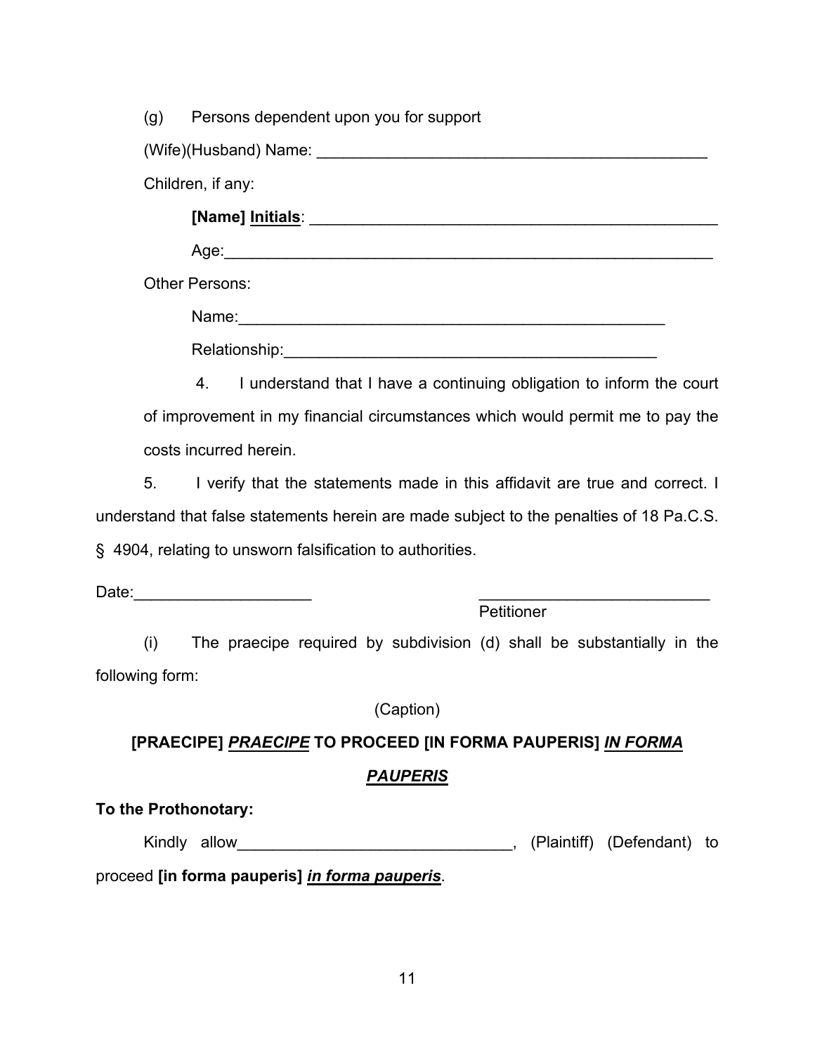(g) Persons dependent upon you for support

(Wife)(Husband) Name: ____________________________________________

Children, if any:

**[Name]** **<u>Initials</u>**: ____________________________________________

Age:____________________________________________________

Other Persons:

Name:________________________________________________

Relationship:__________________________________________

4. I understand that I have a continuing obligation to inform the court of improvement in my financial circumstances which would permit me to pay the costs incurred herein.

5. I verify that the statements made in this affidavit are true and correct. I understand that false statements herein are made subject to the penalties of 18 Pa.C.S. § 4904, relating to unsworn falsification to authorities.

Date:____________________ __________________________
Petitioner

(i) The praecipe required by subdivision (d) shall be substantially in the following form:

(Caption)

**[PRAECIPE]** ***<u>PRAECIPE</u>*** **TO PROCEED [IN FORMA PAUPERIS]** ***<u>IN FORMA PAUPERIS</u>***

**To the Prothonotary:**

Kindly allow______________________________, (Plaintiff) (Defendant) to proceed **[in forma pauperis]** ***<u>in forma pauperis</u>***.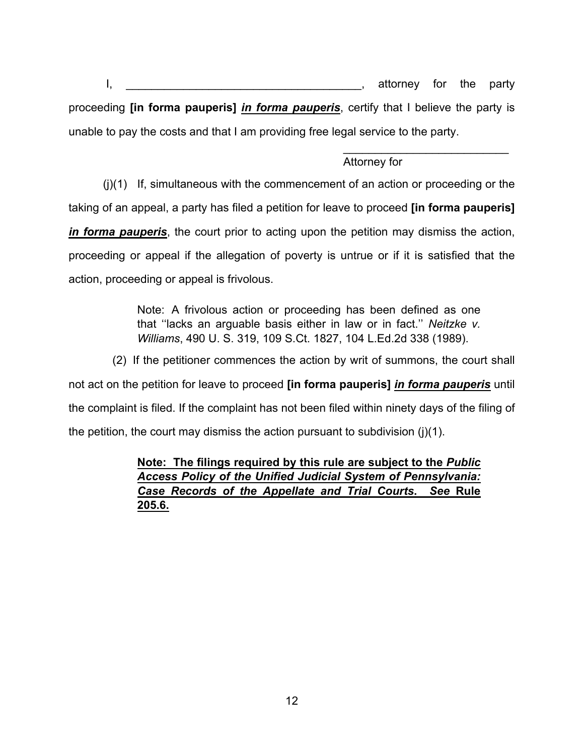I, ____________________________________, attorney for the party proceeding **[in forma pauperis]** ***<u>in forma pauperis</u>***, certify that I believe the party is unable to pay the costs and that I am providing free legal service to the party.

__________________________
Attorney for

(j)(1) If, simultaneous with the commencement of an action or proceeding or the taking of an appeal, a party has filed a petition for leave to proceed **[in forma pauperis]** ***<u>in forma pauperis</u>***, the court prior to acting upon the petition may dismiss the action, proceeding or appeal if the allegation of poverty is untrue or if it is satisfied that the action, proceeding or appeal is frivolous.

> Note: A frivolous action or proceeding has been defined as one that ''lacks an arguable basis either in law or in fact.'' *Neitzke v. Williams*, 490 U. S. 319, 109 S.Ct. 1827, 104 L.Ed.2d 338 (1989).

(2) If the petitioner commences the action by writ of summons, the court shall not act on the petition for leave to proceed **[in forma pauperis]** ***<u>in forma pauperis</u>*** until the complaint is filed. If the complaint has not been filed within ninety days of the filing of the petition, the court may dismiss the action pursuant to subdivision (j)(1).

> **<u>Note: The filings required by this rule are subject to the *Public Access Policy of the Unified Judicial System of Pennsylvania: Case Records of the Appellate and Trial Courts*. *See* Rule 205.6.</u>**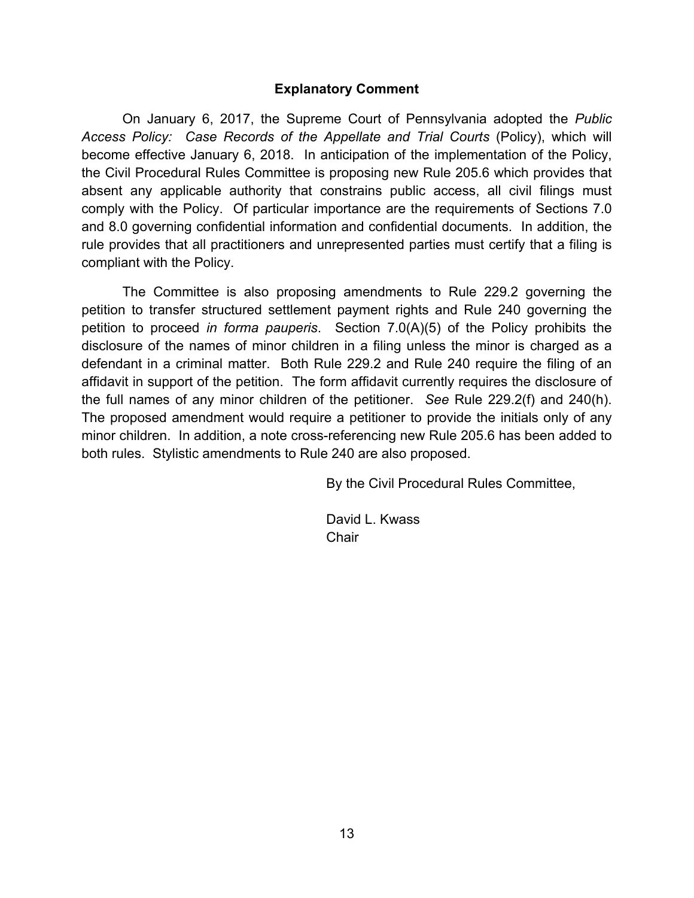**Explanatory Comment**

On January 6, 2017, the Supreme Court of Pennsylvania adopted the *Public Access Policy: Case Records of the Appellate and Trial Courts* (Policy), which will become effective January 6, 2018. In anticipation of the implementation of the Policy, the Civil Procedural Rules Committee is proposing new Rule 205.6 which provides that absent any applicable authority that constrains public access, all civil filings must comply with the Policy. Of particular importance are the requirements of Sections 7.0 and 8.0 governing confidential information and confidential documents. In addition, the rule provides that all practitioners and unrepresented parties must certify that a filing is compliant with the Policy.

The Committee is also proposing amendments to Rule 229.2 governing the petition to transfer structured settlement payment rights and Rule 240 governing the petition to proceed *in forma pauperis*. Section 7.0(A)(5) of the Policy prohibits the disclosure of the names of minor children in a filing unless the minor is charged as a defendant in a criminal matter. Both Rule 229.2 and Rule 240 require the filing of an affidavit in support of the petition. The form affidavit currently requires the disclosure of the full names of any minor children of the petitioner. *See* Rule 229.2(f) and 240(h). The proposed amendment would require a petitioner to provide the initials only of any minor children. In addition, a note cross-referencing new Rule 205.6 has been added to both rules. Stylistic amendments to Rule 240 are also proposed.

By the Civil Procedural Rules Committee,

David L. Kwass
Chair